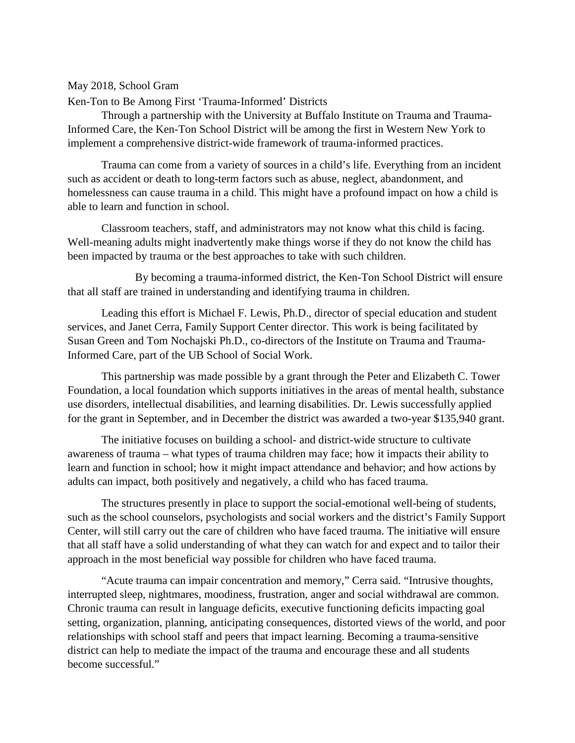May 2018, School Gram

## Ken-Ton to Be Among First 'Trauma-Informed' Districts

Through a partnership with the University at Buffalo Institute on Trauma and Trauma-Informed Care, the Ken-Ton School District will be among the first in Western New York to implement a comprehensive district-wide framework of trauma-informed practices.

Trauma can come from a variety of sources in a child's life. Everything from an incident such as accident or death to long-term factors such as abuse, neglect, abandonment, and homelessness can cause trauma in a child. This might have a profound impact on how a child is able to learn and function in school.

Classroom teachers, staff, and administrators may not know what this child is facing. Well-meaning adults might inadvertently make things worse if they do not know the child has been impacted by trauma or the best approaches to take with such children.

By becoming a trauma-informed district, the Ken-Ton School District will ensure that all staff are trained in understanding and identifying trauma in children.

Leading this effort is Michael F. Lewis, Ph.D., director of special education and student services, and Janet Cerra, Family Support Center director. This work is being facilitated by Susan Green and Tom Nochajski Ph.D., co-directors of the Institute on Trauma and Trauma-Informed Care, part of the UB School of Social Work.

This partnership was made possible by a grant through the Peter and Elizabeth C. Tower Foundation, a local foundation which supports initiatives in the areas of mental health, substance use disorders, intellectual disabilities, and learning disabilities. Dr. Lewis successfully applied for the grant in September, and in December the district was awarded a two-year $135,940 grant.

The initiative focuses on building a school- and district-wide structure to cultivate awareness of trauma – what types of trauma children may face; how it impacts their ability to learn and function in school; how it might impact attendance and behavior; and how actions by adults can impact, both positively and negatively, a child who has faced trauma.

The structures presently in place to support the social-emotional well-being of students, such as the school counselors, psychologists and social workers and the district's Family Support Center, will still carry out the care of children who have faced trauma. The initiative will ensure that all staff have a solid understanding of what they can watch for and expect and to tailor their approach in the most beneficial way possible for children who have faced trauma.

"Acute trauma can impair concentration and memory," Cerra said. "Intrusive thoughts, interrupted sleep, nightmares, moodiness, frustration, anger and social withdrawal are common. Chronic trauma can result in language deficits, executive functioning deficits impacting goal setting, organization, planning, anticipating consequences, distorted views of the world, and poor relationships with school staff and peers that impact learning. Becoming a trauma-sensitive district can help to mediate the impact of the trauma and encourage these and all students become successful."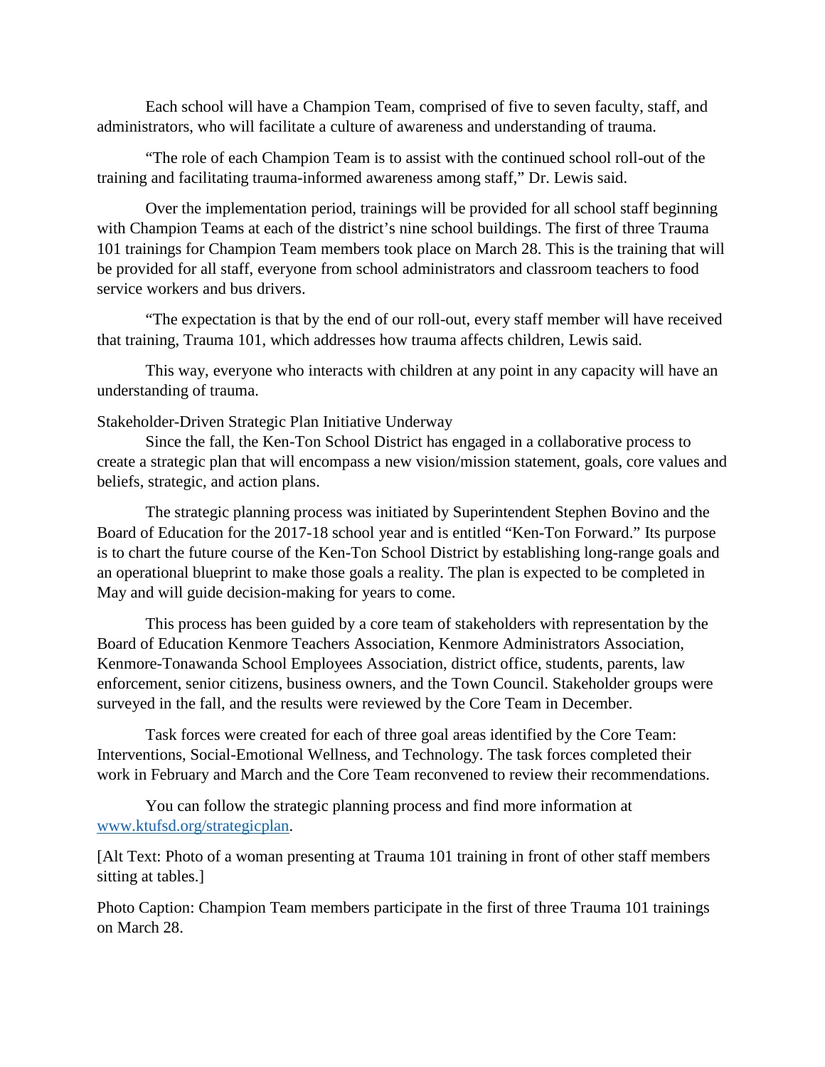Each school will have a Champion Team, comprised of five to seven faculty, staff, and administrators, who will facilitate a culture of awareness and understanding of trauma.

"The role of each Champion Team is to assist with the continued school roll-out of the training and facilitating trauma-informed awareness among staff," Dr. Lewis said.

Over the implementation period, trainings will be provided for all school staff beginning with Champion Teams at each of the district's nine school buildings. The first of three Trauma 101 trainings for Champion Team members took place on March 28. This is the training that will be provided for all staff, everyone from school administrators and classroom teachers to food service workers and bus drivers.

"The expectation is that by the end of our roll-out, every staff member will have received that training, Trauma 101, which addresses how trauma affects children, Lewis said.

This way, everyone who interacts with children at any point in any capacity will have an understanding of trauma.

Stakeholder-Driven Strategic Plan Initiative Underway

Since the fall, the Ken-Ton School District has engaged in a collaborative process to create a strategic plan that will encompass a new vision/mission statement, goals, core values and beliefs, strategic, and action plans.

The strategic planning process was initiated by Superintendent Stephen Bovino and the Board of Education for the 2017-18 school year and is entitled "Ken-Ton Forward." Its purpose is to chart the future course of the Ken-Ton School District by establishing long-range goals and an operational blueprint to make those goals a reality. The plan is expected to be completed in May and will guide decision-making for years to come.

This process has been guided by a core team of stakeholders with representation by the Board of Education Kenmore Teachers Association, Kenmore Administrators Association, Kenmore-Tonawanda School Employees Association, district office, students, parents, law enforcement, senior citizens, business owners, and the Town Council. Stakeholder groups were surveyed in the fall, and the results were reviewed by the Core Team in December.

Task forces were created for each of three goal areas identified by the Core Team: Interventions, Social-Emotional Wellness, and Technology. The task forces completed their work in February and March and the Core Team reconvened to review their recommendations.

You can follow the strategic planning process and find more information at www.ktufsd.org/strategicplan.

[Alt Text: Photo of a woman presenting at Trauma 101 training in front of other staff members sitting at tables.]

Photo Caption: Champion Team members participate in the first of three Trauma 101 trainings on March 28.